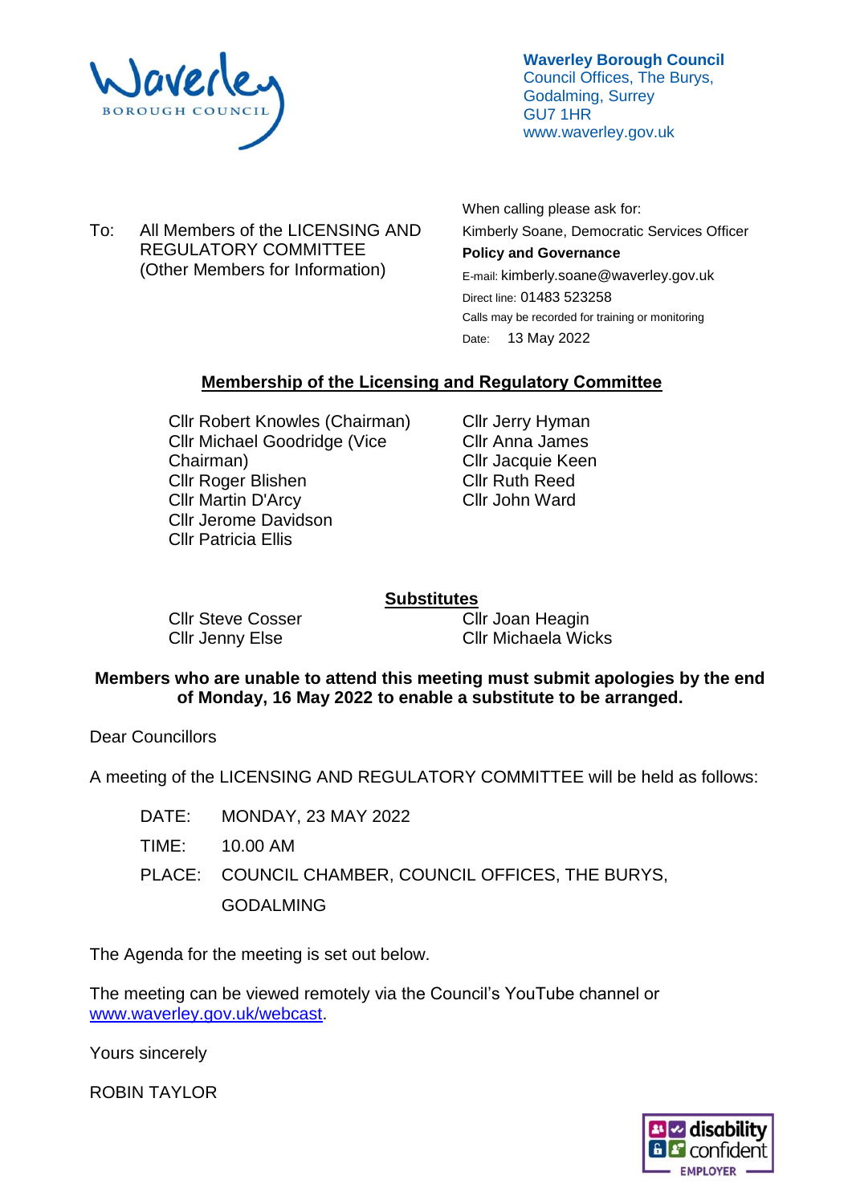**Waverley Borough Council**
Council Offices, The Burys,
Godalming, Surrey
GU7 1HR
www.waverley.gov.uk

To: All Members of the LICENSING AND REGULATORY COMMITTEE
(Other Members for Information)

When calling please ask for:
Kimberly Soane, Democratic Services Officer
**Policy and Governance**
E-mail: kimberly.soane@waverley.gov.uk
Direct line: 01483 523258
Calls may be recorded for training or monitoring
Date: 13 May 2022

## Membership of the Licensing and Regulatory Committee

Cllr Robert Knowles (Chairman)
Cllr Michael Goodridge (Vice Chairman)
Cllr Roger Blishen
Cllr Martin D'Arcy
Cllr Jerome Davidson
Cllr Patricia Ellis
Cllr Jerry Hyman
Cllr Anna James
Cllr Jacquie Keen
Cllr Ruth Reed
Cllr John Ward

## Substitutes

Cllr Steve Cosser
Cllr Jenny Else
Cllr Joan Heagin
Cllr Michaela Wicks

**Members who are unable to attend this meeting must submit apologies by the end of Monday, 16 May 2022 to enable a substitute to be arranged.**

Dear Councillors

A meeting of the LICENSING AND REGULATORY COMMITTEE will be held as follows:

DATE: MONDAY, 23 MAY 2022

TIME: 10.00 AM

PLACE: COUNCIL CHAMBER, COUNCIL OFFICES, THE BURYS, GODALMING

The Agenda for the meeting is set out below.

The meeting can be viewed remotely via the Council's YouTube channel or www.waverley.gov.uk/webcast.

Yours sincerely

ROBIN TAYLOR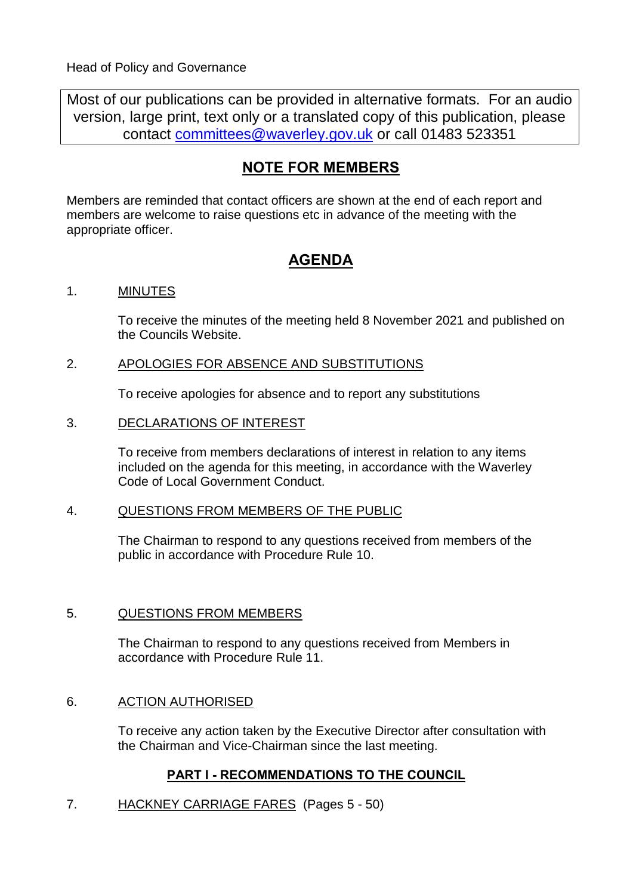Head of Policy and Governance

Most of our publications can be provided in alternative formats. For an audio version, large print, text only or a translated copy of this publication, please contact committees@waverley.gov.uk or call 01483 523351

## NOTE FOR MEMBERS

Members are reminded that contact officers are shown at the end of each report and members are welcome to raise questions etc in advance of the meeting with the appropriate officer.

## AGENDA

1. MINUTES

   To receive the minutes of the meeting held 8 November 2021 and published on the Councils Website.

2. APOLOGIES FOR ABSENCE AND SUBSTITUTIONS

   To receive apologies for absence and to report any substitutions

3. DECLARATIONS OF INTEREST

   To receive from members declarations of interest in relation to any items included on the agenda for this meeting, in accordance with the Waverley Code of Local Government Conduct.

4. QUESTIONS FROM MEMBERS OF THE PUBLIC

   The Chairman to respond to any questions received from members of the public in accordance with Procedure Rule 10.

5. QUESTIONS FROM MEMBERS

   The Chairman to respond to any questions received from Members in accordance with Procedure Rule 11.

6. ACTION AUTHORISED

   To receive any action taken by the Executive Director after consultation with the Chairman and Vice-Chairman since the last meeting.

### PART I - RECOMMENDATIONS TO THE COUNCIL

7. HACKNEY CARRIAGE FARES (Pages 5 - 50)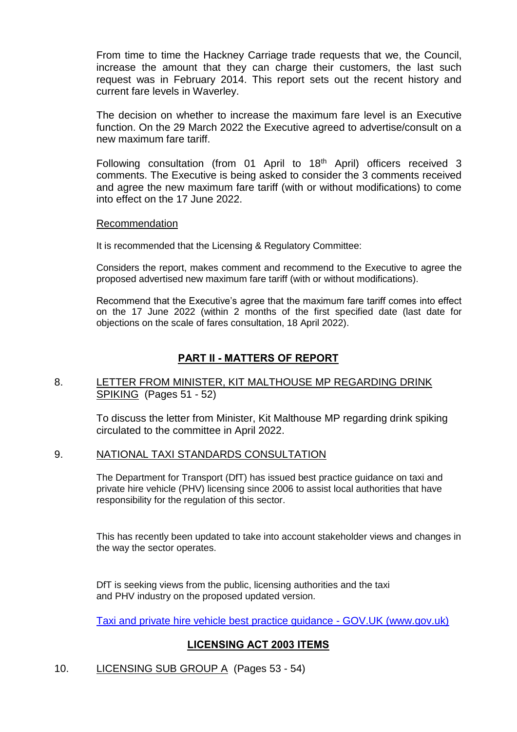From time to time the Hackney Carriage trade requests that we, the Council, increase the amount that they can charge their customers, the last such request was in February 2014. This report sets out the recent history and current fare levels in Waverley.

The decision on whether to increase the maximum fare level is an Executive function. On the 29 March 2022 the Executive agreed to advertise/consult on a new maximum fare tariff.

Following consultation (from 01 April to 18th April) officers received 3 comments. The Executive is being asked to consider the 3 comments received and agree the new maximum fare tariff (with or without modifications) to come into effect on the 17 June 2022.

Recommendation

It is recommended that the Licensing & Regulatory Committee:

Considers the report, makes comment and recommend to the Executive to agree the proposed advertised new maximum fare tariff (with or without modifications).

Recommend that the Executive's agree that the maximum fare tariff comes into effect on the 17 June 2022 (within 2 months of the first specified date (last date for objections on the scale of fares consultation, 18 April 2022).

## PART II - MATTERS OF REPORT

8. LETTER FROM MINISTER, KIT MALTHOUSE MP REGARDING DRINK SPIKING (Pages 51 - 52)

   To discuss the letter from Minister, Kit Malthouse MP regarding drink spiking circulated to the committee in April 2022.

9. NATIONAL TAXI STANDARDS CONSULTATION

   The Department for Transport (DfT) has issued best practice guidance on taxi and private hire vehicle (PHV) licensing since 2006 to assist local authorities that have responsibility for the regulation of this sector.

   This has recently been updated to take into account stakeholder views and changes in the way the sector operates.

   DfT is seeking views from the public, licensing authorities and the taxi and PHV industry on the proposed updated version.

   Taxi and private hire vehicle best practice guidance - GOV.UK (www.gov.uk)

## LICENSING ACT 2003 ITEMS

10. LICENSING SUB GROUP A (Pages 53 - 54)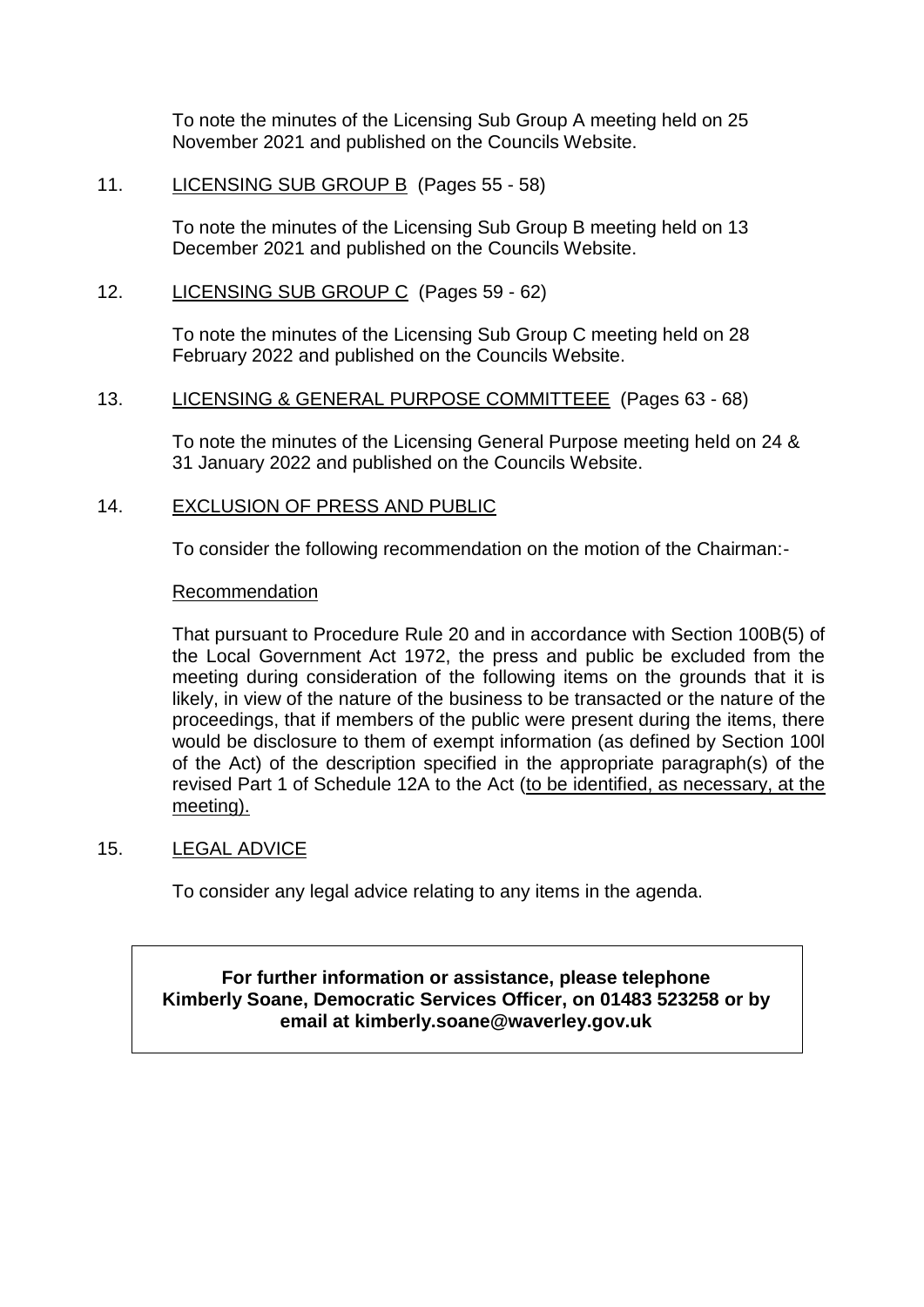To note the minutes of the Licensing Sub Group A meeting held on 25 November 2021 and published on the Councils Website.

11. LICENSING SUB GROUP B (Pages 55 - 58)

    To note the minutes of the Licensing Sub Group B meeting held on 13 December 2021 and published on the Councils Website.

12. LICENSING SUB GROUP C (Pages 59 - 62)

    To note the minutes of the Licensing Sub Group C meeting held on 28 February 2022 and published on the Councils Website.

13. LICENSING & GENERAL PURPOSE COMMITTEEE (Pages 63 - 68)

    To note the minutes of the Licensing General Purpose meeting held on 24 & 31 January 2022 and published on the Councils Website.

14. EXCLUSION OF PRESS AND PUBLIC

    To consider the following recommendation on the motion of the Chairman:-

    Recommendation

    That pursuant to Procedure Rule 20 and in accordance with Section 100B(5) of the Local Government Act 1972, the press and public be excluded from the meeting during consideration of the following items on the grounds that it is likely, in view of the nature of the business to be transacted or the nature of the proceedings, that if members of the public were present during the items, there would be disclosure to them of exempt information (as defined by Section 100l of the Act) of the description specified in the appropriate paragraph(s) of the revised Part 1 of Schedule 12A to the Act (to be identified, as necessary, at the meeting).

15. LEGAL ADVICE

    To consider any legal advice relating to any items in the agenda.

**For further information or assistance, please telephone Kimberly Soane, Democratic Services Officer, on 01483 523258 or by email at kimberly.soane@waverley.gov.uk**